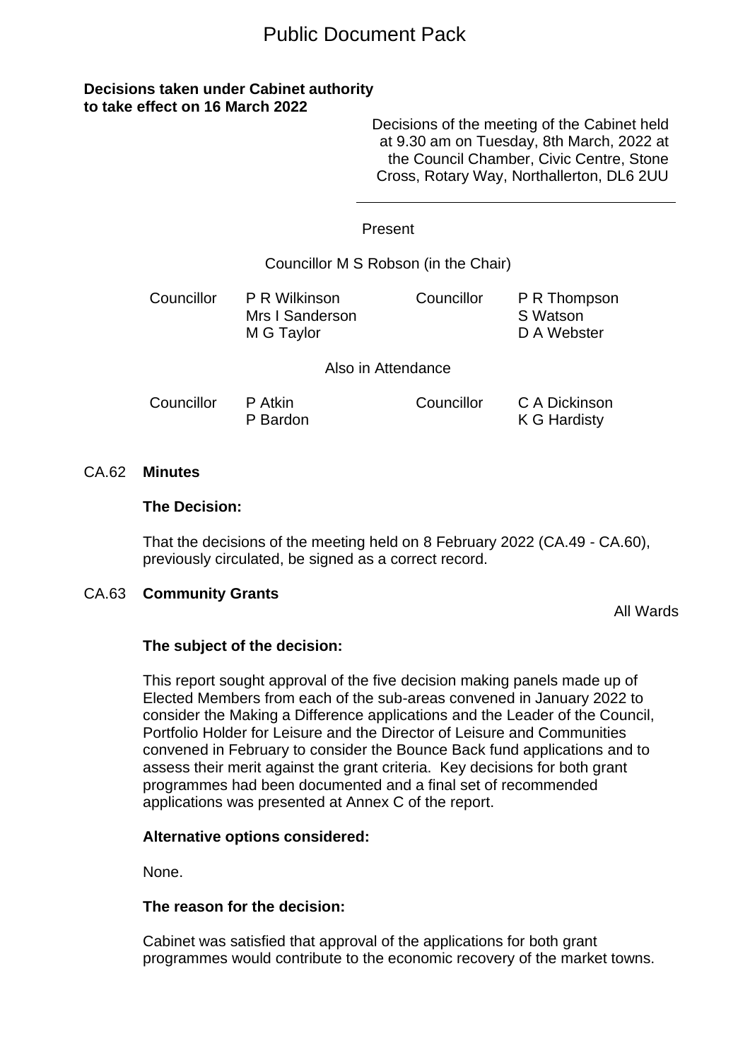# Public Document Pack

**Decisions taken under Cabinet authority to take effect on 16 March 2022**

Decisions of the meeting of the Cabinet held at 9.30 am on Tuesday, 8th March, 2022 at the Council Chamber, Civic Centre, Stone Cross, Rotary Way, Northallerton, DL6 2UU

Present

Councillor M S Robson (in the Chair)

| | | | |
|---|---|---|---|
| Councillor | P R Wilkinson<br>Mrs I Sanderson<br>M G Taylor | Councillor | P R Thompson<br>S Watson<br>D A Webster |

Also in Attendance

| | | | |
|---|---|---|---|
| Councillor | P Atkin<br>P Bardon | Councillor | C A Dickinson<br>K G Hardisty |

## CA.62 Minutes

**The Decision:**

That the decisions of the meeting held on 8 February 2022 (CA.49 - CA.60), previously circulated, be signed as a correct record.

## CA.63 Community Grants

All Wards

**The subject of the decision:**

This report sought approval of the five decision making panels made up of Elected Members from each of the sub-areas convened in January 2022 to consider the Making a Difference applications and the Leader of the Council, Portfolio Holder for Leisure and the Director of Leisure and Communities convened in February to consider the Bounce Back fund applications and to assess their merit against the grant criteria. Key decisions for both grant programmes had been documented and a final set of recommended applications was presented at Annex C of the report.

**Alternative options considered:**

None.

**The reason for the decision:**

Cabinet was satisfied that approval of the applications for both grant programmes would contribute to the economic recovery of the market towns.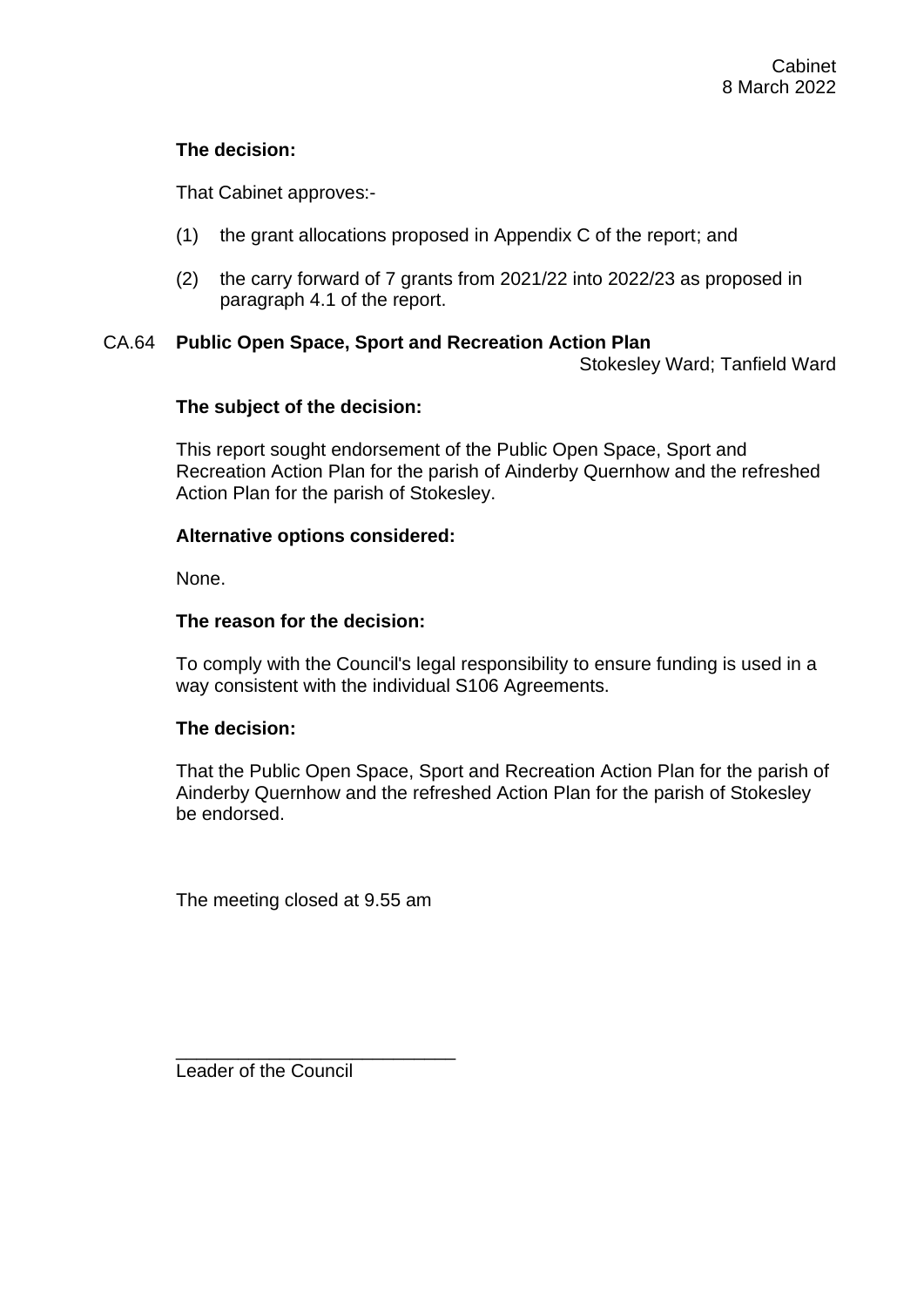**The decision:**

That Cabinet approves:-

(1) the grant allocations proposed in Appendix C of the report; and

(2) the carry forward of 7 grants from 2021/22 into 2022/23 as proposed in paragraph 4.1 of the report.

## CA.64 Public Open Space, Sport and Recreation Action Plan

Stokesley Ward; Tanfield Ward

**The subject of the decision:**

This report sought endorsement of the Public Open Space, Sport and Recreation Action Plan for the parish of Ainderby Quernhow and the refreshed Action Plan for the parish of Stokesley.

**Alternative options considered:**

None.

**The reason for the decision:**

To comply with the Council's legal responsibility to ensure funding is used in a way consistent with the individual S106 Agreements.

**The decision:**

That the Public Open Space, Sport and Recreation Action Plan for the parish of Ainderby Quernhow and the refreshed Action Plan for the parish of Stokesley be endorsed.

The meeting closed at 9.55 am

___________________________

Leader of the Council